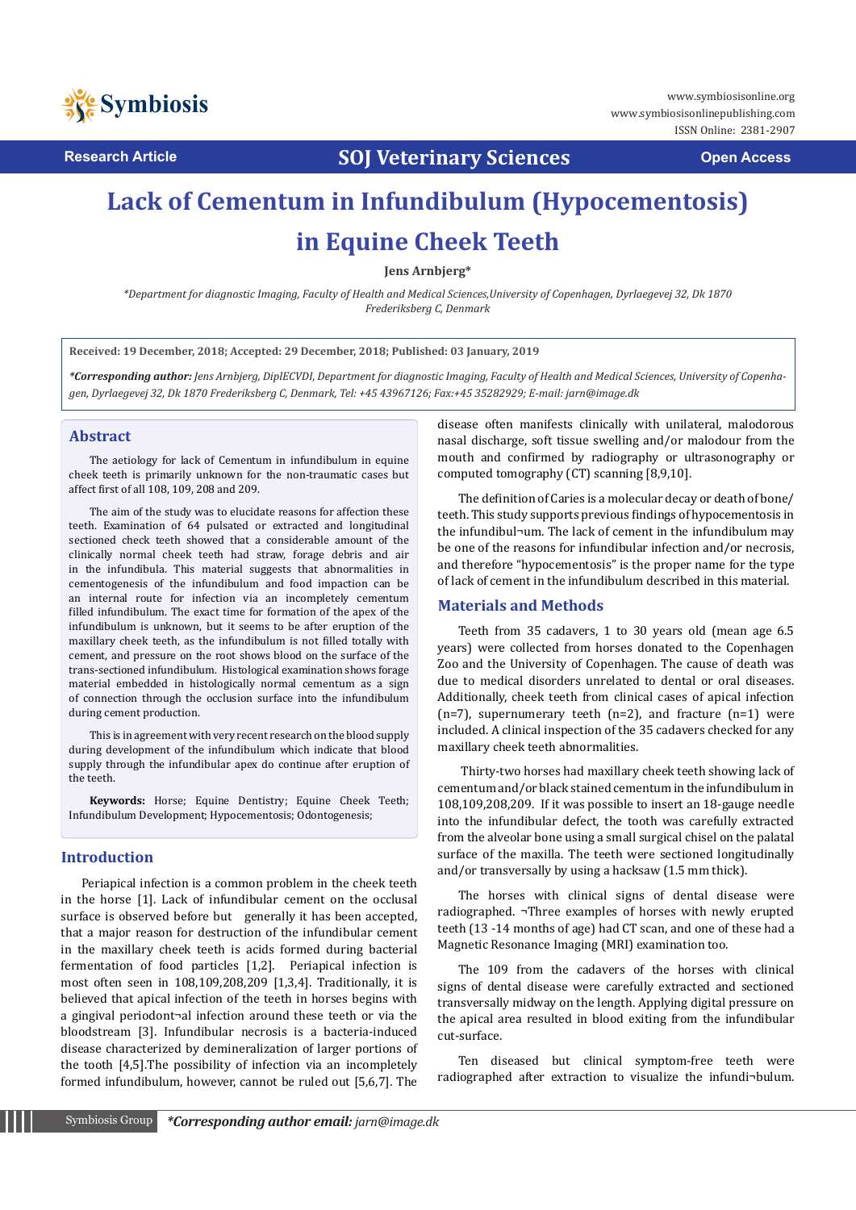Research Article

SOJ Veterinary Sciences

Open Access

# Lack of Cementum in Infundibulum (Hypocementosis) in Equine Cheek Teeth

**Jens Arnbjerg***

*Department for diagnostic Imaging, Faculty of Health and Medical Sciences,University of Copenhagen, Dyrlaegevej 32, Dk 1870 Frederiksberg C, Denmark*

**Received: 19 December, 2018; Accepted: 29 December, 2018; Published: 03 January, 2019**

***Corresponding author:** *Jens Arnbjerg, DiplECVDI, Department for diagnostic Imaging, Faculty of Health and Medical Sciences, University of Copenhagen, Dyrlaegevej 32, Dk 1870 Frederiksberg C, Denmark, Tel: +45 43967126; Fax:+45 35282929; E-mail: jarn@image.dk*

## Abstract

The aetiology for lack of Cementum in infundibulum in equine cheek teeth is primarily unknown for the non-traumatic cases but affect first of all 108, 109, 208 and 209.

The aim of the study was to elucidate reasons for affection these teeth. Examination of 64 pulsated or extracted and longitudinal sectioned check teeth showed that a considerable amount of the clinically normal cheek teeth had straw, forage debris and air in the infundibula. This material suggests that abnormalities in cementogenesis of the infundibulum and food impaction can be an internal route for infection via an incompletely cementum filled infundibulum. The exact time for formation of the apex of the infundibulum is unknown, but it seems to be after eruption of the maxillary cheek teeth, as the infundibulum is not filled totally with cement, and pressure on the root shows blood on the surface of the trans-sectioned infundibulum. Histological examination shows forage material embedded in histologically normal cementum as a sign of connection through the occlusion surface into the infundibulum during cement production.

This is in agreement with very recent research on the blood supply during development of the infundibulum which indicate that blood supply through the infundibular apex do continue after eruption of the teeth.

**Keywords:** Horse; Equine Dentistry; Equine Cheek Teeth; Infundibulum Development; Hypocementosis; Odontogenesis;

## Introduction

Periapical infection is a common problem in the cheek teeth in the horse [1]. Lack of infundibular cement on the occlusal surface is observed before but generally it has been accepted, that a major reason for destruction of the infundibular cement in the maxillary cheek teeth is acids formed during bacterial fermentation of food particles [1,2]. Periapical infection is most often seen in 108,109,208,209 [1,3,4]. Traditionally, it is believed that apical infection of the teeth in horses begins with a gingival periodont¬al infection around these teeth or via the bloodstream [3]. Infundibular necrosis is a bacteria-induced disease characterized by demineralization of larger portions of the tooth [4,5].The possibility of infection via an incompletely formed infundibulum, however, cannot be ruled out [5,6,7]. The disease often manifests clinically with unilateral, malodorous nasal discharge, soft tissue swelling and/or malodour from the mouth and confirmed by radiography or ultrasonography or computed tomography (CT) scanning [8,9,10].

The definition of Caries is a molecular decay or death of bone/ teeth. This study supports previous findings of hypocementosis in the infundibul¬um. The lack of cement in the infundibulum may be one of the reasons for infundibular infection and/or necrosis, and therefore "hypocementosis" is the proper name for the type of lack of cement in the infundibulum described in this material.

## Materials and Methods

Teeth from 35 cadavers, 1 to 30 years old (mean age 6.5 years) were collected from horses donated to the Copenhagen Zoo and the University of Copenhagen. The cause of death was due to medical disorders unrelated to dental or oral diseases. Additionally, cheek teeth from clinical cases of apical infection (n=7), supernumerary teeth (n=2), and fracture (n=1) were included. A clinical inspection of the 35 cadavers checked for any maxillary cheek teeth abnormalities.

Thirty-two horses had maxillary cheek teeth showing lack of cementum and/or black stained cementum in the infundibulum in 108,109,208,209. If it was possible to insert an 18-gauge needle into the infundibular defect, the tooth was carefully extracted from the alveolar bone using a small surgical chisel on the palatal surface of the maxilla. The teeth were sectioned longitudinally and/or transversally by using a hacksaw (1.5 mm thick).

The horses with clinical signs of dental disease were radiographed. ¬Three examples of horses with newly erupted teeth (13 -14 months of age) had CT scan, and one of these had a Magnetic Resonance Imaging (MRI) examination too.

The 109 from the cadavers of the horses with clinical signs of dental disease were carefully extracted and sectioned transversally midway on the length. Applying digital pressure on the apical area resulted in blood exiting from the infundibular cut-surface.

Ten diseased but clinical symptom-free teeth were radiographed after extraction to visualize the infundi¬bulum.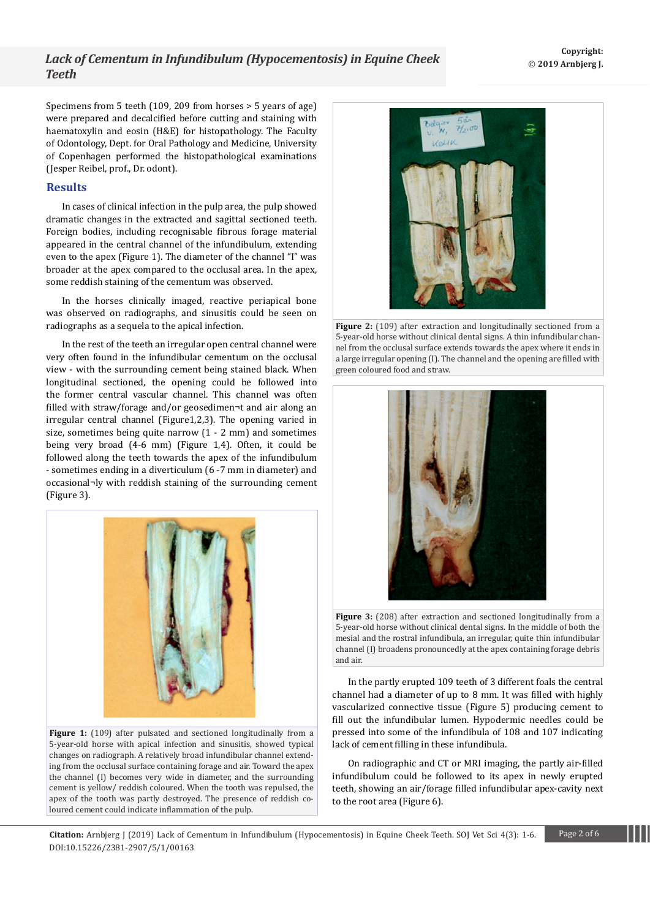Specimens from 5 teeth (109, 209 from horses > 5 years of age) were prepared and decalcified before cutting and staining with haematoxylin and eosin (H&E) for histopathology. The Faculty of Odontology, Dept. for Oral Pathology and Medicine, University of Copenhagen performed the histopathological examinations (Jesper Reibel, prof., Dr. odont).

## Results

In cases of clinical infection in the pulp area, the pulp showed dramatic changes in the extracted and sagittal sectioned teeth. Foreign bodies, including recognisable fibrous forage material appeared in the central channel of the infundibulum, extending even to the apex (Figure 1). The diameter of the channel "I" was broader at the apex compared to the occlusal area. In the apex, some reddish staining of the cementum was observed.

In the horses clinically imaged, reactive periapical bone was observed on radiographs, and sinusitis could be seen on radiographs as a sequela to the apical infection.

In the rest of the teeth an irregular open central channel were very often found in the infundibular cementum on the occlusal view - with the surrounding cement being stained black. When longitudinal sectioned, the opening could be followed into the former central vascular channel. This channel was often filled with straw/forage and/or geosedimen¬t and air along an irregular central channel (Figure1,2,3). The opening varied in size, sometimes being quite narrow (1 - 2 mm) and sometimes being very broad (4-6 mm) (Figure 1,4). Often, it could be followed along the teeth towards the apex of the infundibulum - sometimes ending in a diverticulum (6 -7 mm in diameter) and occasional¬ly with reddish staining of the surrounding cement (Figure 3).

**Figure 1:** (109) after pulsated and sectioned longitudinally from a 5-year-old horse with apical infection and sinusitis, showed typical changes on radiograph. A relatively broad infundibular channel extending from the occlusal surface containing forage and air. Toward the apex the channel (I) becomes very wide in diameter, and the surrounding cement is yellow/ reddish coloured. When the tooth was repulsed, the apex of the tooth was partly destroyed. The presence of reddish coloured cement could indicate inflammation of the pulp.

**Figure 2:** (109) after extraction and longitudinally sectioned from a 5-year-old horse without clinical dental signs. A thin infundibular channel from the occlusal surface extends towards the apex where it ends in a large irregular opening (I). The channel and the opening are filled with green coloured food and straw.

**Figure 3:** (208) after extraction and sectioned longitudinally from a 5-year-old horse without clinical dental signs. In the middle of both the mesial and the rostral infundibula, an irregular, quite thin infundibular channel (I) broadens pronouncedly at the apex containing forage debris and air.

In the partly erupted 109 teeth of 3 different foals the central channel had a diameter of up to 8 mm. It was filled with highly vascularized connective tissue (Figure 5) producing cement to fill out the infundibular lumen. Hypodermic needles could be pressed into some of the infundibula of 108 and 107 indicating lack of cement filling in these infundibula.

On radiographic and CT or MRI imaging, the partly air-filled infundibulum could be followed to its apex in newly erupted teeth, showing an air/forage filled infundibular apex-cavity next to the root area (Figure 6).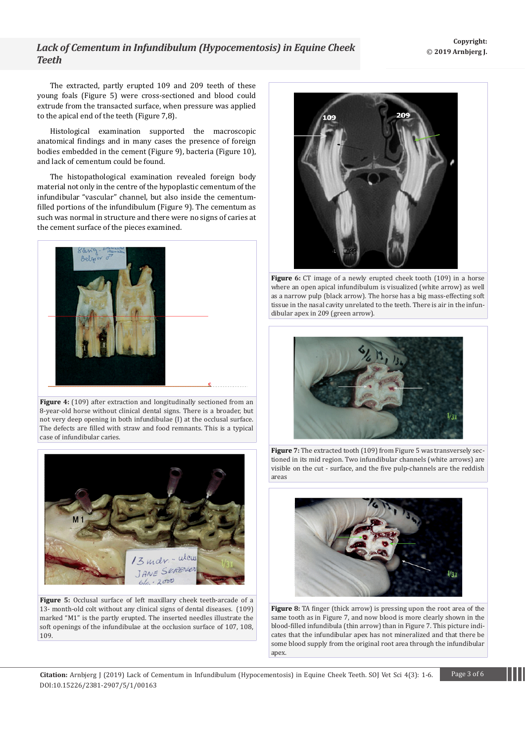The extracted, partly erupted 109 and 209 teeth of these young foals (Figure 5) were cross-sectioned and blood could extrude from the transacted surface, when pressure was applied to the apical end of the teeth (Figure 7,8).

Histological examination supported the macroscopic anatomical findings and in many cases the presence of foreign bodies embedded in the cement (Figure 9), bacteria (Figure 10), and lack of cementum could be found.

The histopathological examination revealed foreign body material not only in the centre of the hypoplastic cementum of the infundibular "vascular" channel, but also inside the cementum-filled portions of the infundibulum (Figure 9). The cementum as such was normal in structure and there were no signs of caries at the cement surface of the pieces examined.

**Figure 4:** (109) after extraction and longitudinally sectioned from an 8-year-old horse without clinical dental signs. There is a broader, but not very deep opening in both infundibulae (I) at the occlusal surface. The defects are filled with straw and food remnants. This is a typical case of infundibular caries.

**Figure 5:** Occlusal surface of left maxillary cheek teeth-arcade of a 13- month-old colt without any clinical signs of dental diseases. (109) marked "M1" is the partly erupted. The inserted needles illustrate the soft openings of the infundibulae at the occlusion surface of 107, 108, 109.

**Figure 6:** CT image of a newly erupted cheek tooth (109) in a horse where an open apical infundibulum is visualized (white arrow) as well as a narrow pulp (black arrow). The horse has a big mass-effecting soft tissue in the nasal cavity unrelated to the teeth. There is air in the infundibular apex in 209 (green arrow).

**Figure 7:** The extracted tooth (109) from Figure 5 was transversely sectioned in its mid region. Two infundibular channels (white arrows) are visible on the cut - surface, and the five pulp-channels are the reddish areas

**Figure 8:** TA finger (thick arrow) is pressing upon the root area of the same tooth as in Figure 7, and now blood is more clearly shown in the blood-filled infundibula (thin arrow) than in Figure 7. This picture indicates that the infundibular apex has not mineralized and that there be some blood supply from the original root area through the infundibular apex.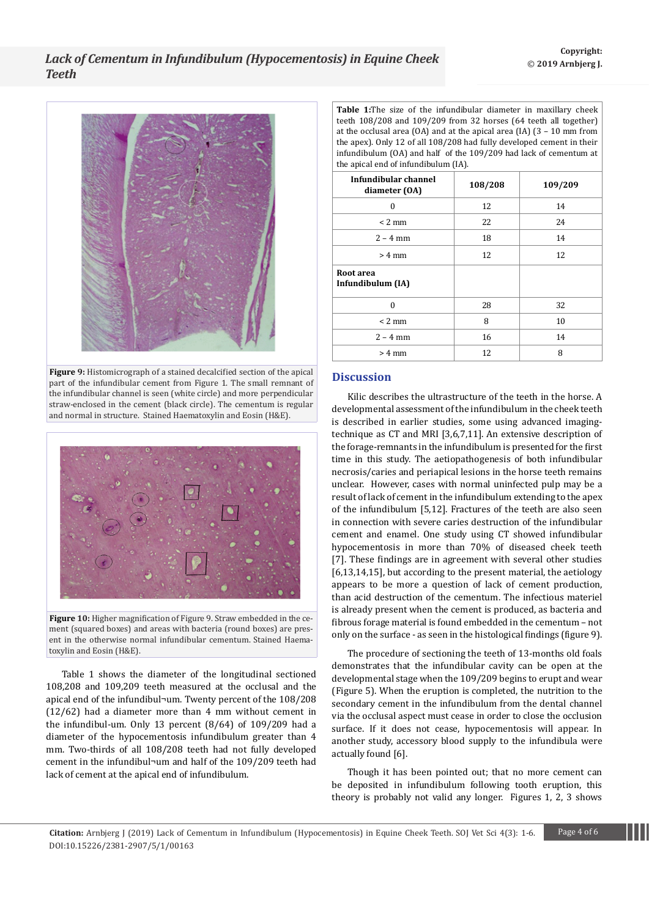Figure 9: Histomicrograph of a stained decalcified section of the apical part of the infundibular cement from Figure 1. The small remnant of the infundibular channel is seen (white circle) and more perpendicular straw-enclosed in the cement (black circle). The cementum is regular and normal in structure. Stained Haematoxylin and Eosin (H&E).

Figure 10: Higher magnification of Figure 9. Straw embedded in the cement (squared boxes) and areas with bacteria (round boxes) are present in the otherwise normal infundibular cementum. Stained Haematoxylin and Eosin (H&E).

Table 1 shows the diameter of the longitudinal sectioned 108,208 and 109,209 teeth measured at the occlusal and the apical end of the infundibul¬um. Twenty percent of the 108/208 (12/62) had a diameter more than 4 mm without cement in the infundibul-um. Only 13 percent (8/64) of 109/209 had a diameter of the hypocementosis infundibulum greater than 4 mm. Two-thirds of all 108/208 teeth had not fully developed cement in the infundibul¬um and half of the 109/209 teeth had lack of cement at the apical end of infundibulum.

**Table 1:** The size of the infundibular diameter in maxillary cheek teeth 108/208 and 109/209 from 32 horses (64 teeth all together) at the occlusal area (OA) and at the apical area (IA) (3 – 10 mm from the apex). Only 12 of all 108/208 had fully developed cement in their infundibulum (OA) and half of the 109/209 had lack of cementum at the apical end of infundibulum (IA).

| Infundibular channel diameter (OA) | 108/208 | 109/209 |
|---|---|---|
| 0 | 12 | 14 |
| < 2 mm | 22 | 24 |
| 2 – 4 mm | 18 | 14 |
| > 4 mm | 12 | 12 |
| **Root area Infundibulum (IA)** | | |
| 0 | 28 | 32 |
| < 2 mm | 8 | 10 |
| 2 – 4 mm | 16 | 14 |
| > 4 mm | 12 | 8 |

## Discussion

Kilic describes the ultrastructure of the teeth in the horse. A developmental assessment of the infundibulum in the cheek teeth is described in earlier studies, some using advanced imaging-technique as CT and MRI [3,6,7,11]. An extensive description of the forage-remnants in the infundibulum is presented for the first time in this study. The aetiopathogenesis of both infundibular necrosis/caries and periapical lesions in the horse teeth remains unclear. However, cases with normal uninfected pulp may be a result of lack of cement in the infundibulum extending to the apex of the infundibulum [5,12]. Fractures of the teeth are also seen in connection with severe caries destruction of the infundibular cement and enamel. One study using CT showed infundibular hypocementosis in more than 70% of diseased cheek teeth [7]. These findings are in agreement with several other studies [6,13,14,15], but according to the present material, the aetiology appears to be more a question of lack of cement production, than acid destruction of the cementum. The infectious materiel is already present when the cement is produced, as bacteria and fibrous forage material is found embedded in the cementum – not only on the surface - as seen in the histological findings (figure 9).

The procedure of sectioning the teeth of 13-months old foals demonstrates that the infundibular cavity can be open at the developmental stage when the 109/209 begins to erupt and wear (Figure 5). When the eruption is completed, the nutrition to the secondary cement in the infundibulum from the dental channel via the occlusal aspect must cease in order to close the occlusion surface. If it does not cease, hypocementosis will appear. In another study, accessory blood supply to the infundibula were actually found [6].

Though it has been pointed out; that no more cement can be deposited in infundibulum following tooth eruption, this theory is probably not valid any longer. Figures 1, 2, 3 shows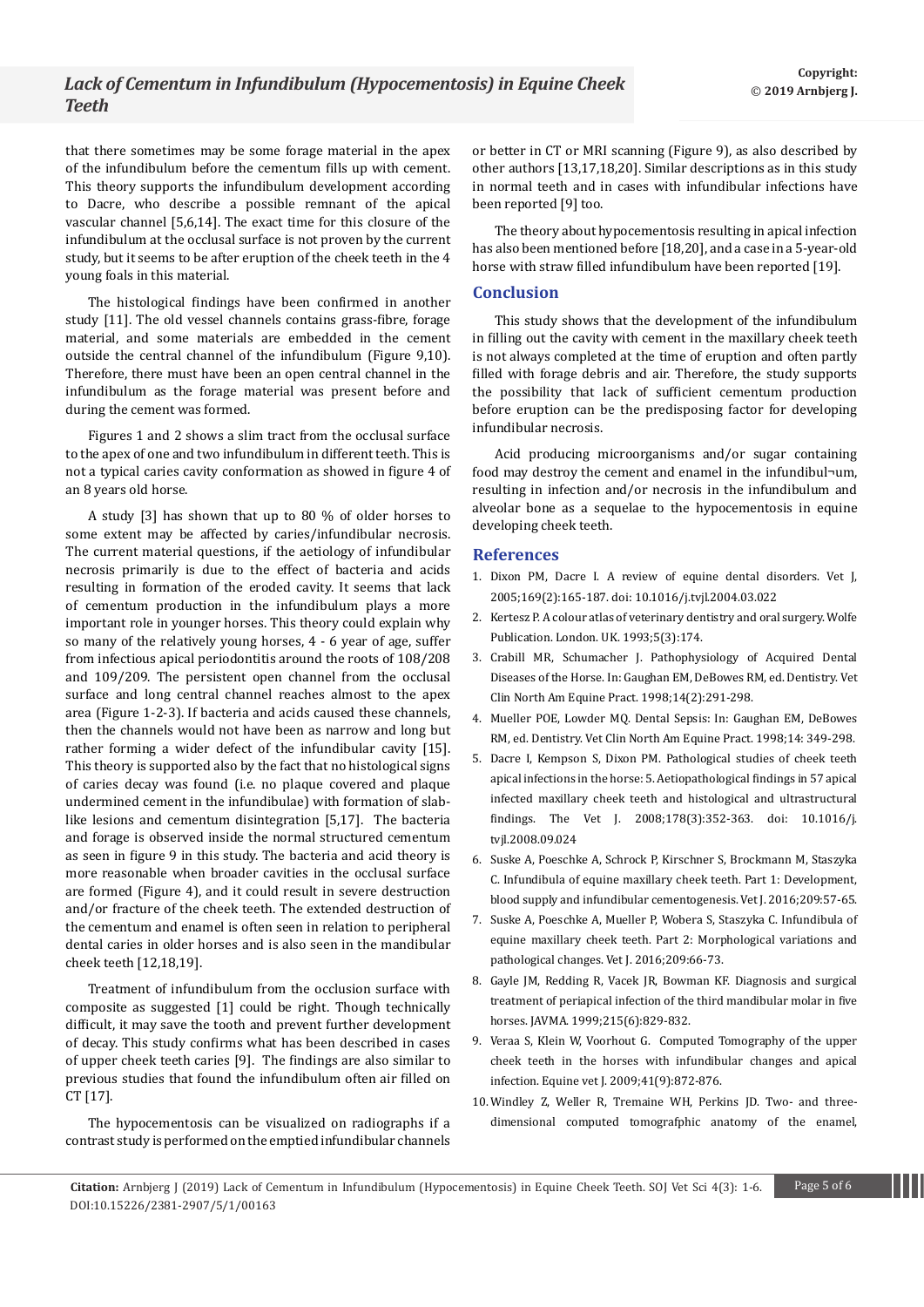that there sometimes may be some forage material in the apex of the infundibulum before the cementum fills up with cement. This theory supports the infundibulum development according to Dacre, who describe a possible remnant of the apical vascular channel [5,6,14]. The exact time for this closure of the infundibulum at the occlusal surface is not proven by the current study, but it seems to be after eruption of the cheek teeth in the 4 young foals in this material.

The histological findings have been confirmed in another study [11]. The old vessel channels contains grass-fibre, forage material, and some materials are embedded in the cement outside the central channel of the infundibulum (Figure 9,10). Therefore, there must have been an open central channel in the infundibulum as the forage material was present before and during the cement was formed.

Figures 1 and 2 shows a slim tract from the occlusal surface to the apex of one and two infundibulum in different teeth. This is not a typical caries cavity conformation as showed in figure 4 of an 8 years old horse.

A study [3] has shown that up to 80 % of older horses to some extent may be affected by caries/infundibular necrosis. The current material questions, if the aetiology of infundibular necrosis primarily is due to the effect of bacteria and acids resulting in formation of the eroded cavity. It seems that lack of cementum production in the infundibulum plays a more important role in younger horses. This theory could explain why so many of the relatively young horses, 4 - 6 year of age, suffer from infectious apical periodontitis around the roots of 108/208 and 109/209. The persistent open channel from the occlusal surface and long central channel reaches almost to the apex area (Figure 1-2-3). If bacteria and acids caused these channels, then the channels would not have been as narrow and long but rather forming a wider defect of the infundibular cavity [15]. This theory is supported also by the fact that no histological signs of caries decay was found (i.e. no plaque covered and plaque undermined cement in the infundibulae) with formation of slab-like lesions and cementum disintegration [5,17]. The bacteria and forage is observed inside the normal structured cementum as seen in figure 9 in this study. The bacteria and acid theory is more reasonable when broader cavities in the occlusal surface are formed (Figure 4), and it could result in severe destruction and/or fracture of the cheek teeth. The extended destruction of the cementum and enamel is often seen in relation to peripheral dental caries in older horses and is also seen in the mandibular cheek teeth [12,18,19].

Treatment of infundibulum from the occlusion surface with composite as suggested [1] could be right. Though technically difficult, it may save the tooth and prevent further development of decay. This study confirms what has been described in cases of upper cheek teeth caries [9]. The findings are also similar to previous studies that found the infundibulum often air filled on CT [17].

The hypocementosis can be visualized on radiographs if a contrast study is performed on the emptied infundibular channels or better in CT or MRI scanning (Figure 9), as also described by other authors [13,17,18,20]. Similar descriptions as in this study in normal teeth and in cases with infundibular infections have been reported [9] too.

The theory about hypocementosis resulting in apical infection has also been mentioned before [18,20], and a case in a 5-year-old horse with straw filled infundibulum have been reported [19].

## Conclusion

This study shows that the development of the infundibulum in filling out the cavity with cement in the maxillary cheek teeth is not always completed at the time of eruption and often partly filled with forage debris and air. Therefore, the study supports the possibility that lack of sufficient cementum production before eruption can be the predisposing factor for developing infundibular necrosis.

Acid producing microorganisms and/or sugar containing food may destroy the cement and enamel in the infundibul¬um, resulting in infection and/or necrosis in the infundibulum and alveolar bone as a sequelae to the hypocementosis in equine developing cheek teeth.

## References

1. Dixon PM, Dacre I. A review of equine dental disorders. Vet J, 2005;169(2):165-187. doi: 10.1016/j.tvjl.2004.03.022
2. Kertesz P. A colour atlas of veterinary dentistry and oral surgery. Wolfe Publication. London. UK. 1993;5(3):174.
3. Crabill MR, Schumacher J. Pathophysiology of Acquired Dental Diseases of the Horse. In: Gaughan EM, DeBowes RM, ed. Dentistry. Vet Clin North Am Equine Pract. 1998;14(2):291-298.
4. Mueller POE, Lowder MQ. Dental Sepsis: In: Gaughan EM, DeBowes RM, ed. Dentistry. Vet Clin North Am Equine Pract. 1998;14: 349-298.
5. Dacre I, Kempson S, Dixon PM. Pathological studies of cheek teeth apical infections in the horse: 5. Aetiopathological findings in 57 apical infected maxillary cheek teeth and histological and ultrastructural findings. The Vet J. 2008;178(3):352-363. doi: 10.1016/j.tvjl.2008.09.024
6. Suske A, Poeschke A, Schrock P, Kirschner S, Brockmann M, Staszyka C. Infundibula of equine maxillary cheek teeth. Part 1: Development, blood supply and infundibular cementogenesis. Vet J. 2016;209:57-65.
7. Suske A, Poeschke A, Mueller P, Wobera S, Staszyka C. Infundibula of equine maxillary cheek teeth. Part 2: Morphological variations and pathological changes. Vet J. 2016;209:66-73.
8. Gayle JM, Redding R, Vacek JR, Bowman KF. Diagnosis and surgical treatment of periapical infection of the third mandibular molar in five horses. JAVMA. 1999;215(6):829-832.
9. Veraa S, Klein W, Voorhout G. Computed Tomography of the upper cheek teeth in the horses with infundibular changes and apical infection. Equine vet J. 2009;41(9):872-876.
10. Windley Z, Weller R, Tremaine WH, Perkins JD. Two- and three-dimensional computed tomografphic anatomy of the enamel,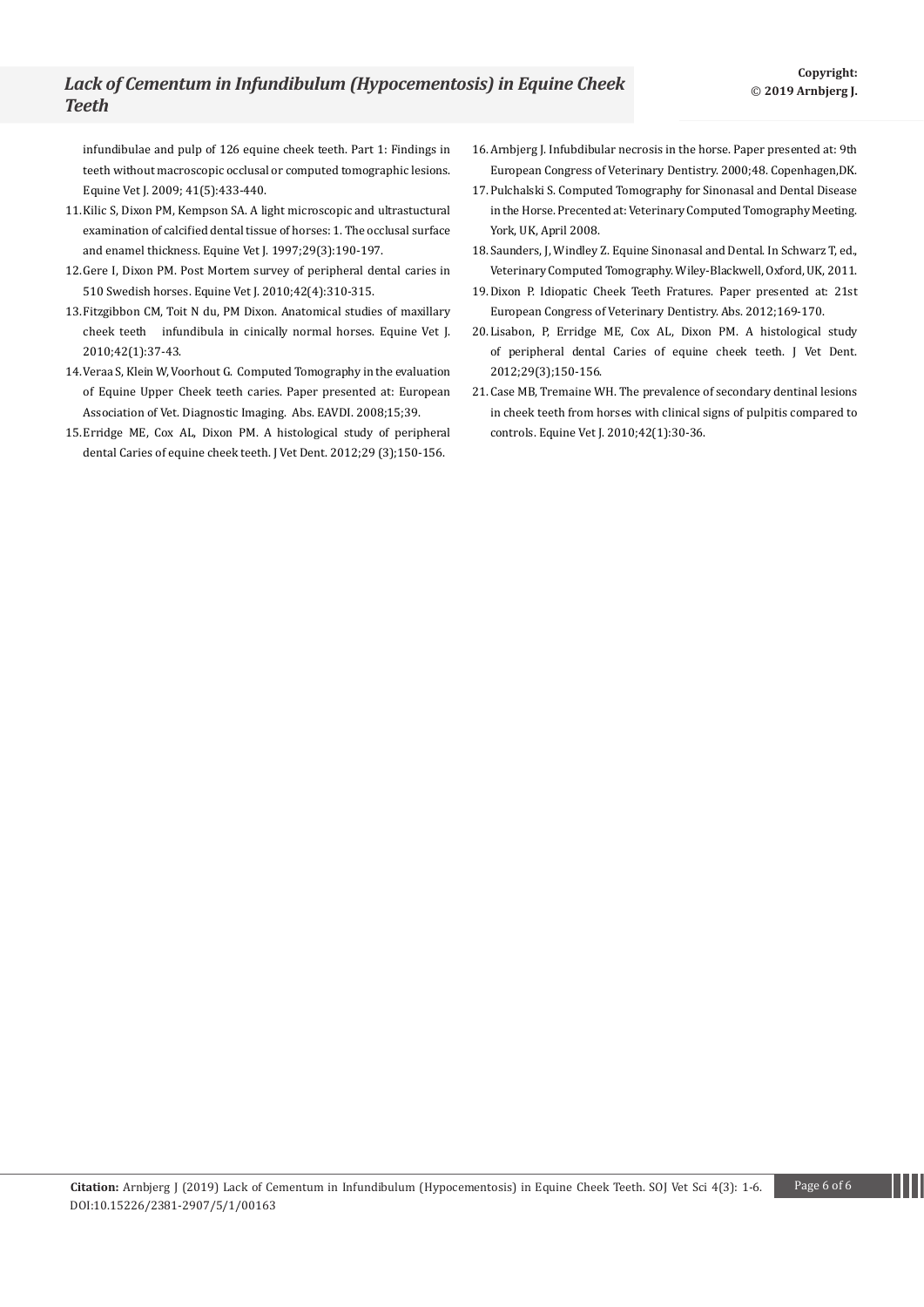infundibulae and pulp of 126 equine cheek teeth. Part 1: Findings in teeth without macroscopic occlusal or computed tomographic lesions. Equine Vet J. 2009; 41(5):433-440.

11. Kilic S, Dixon PM, Kempson SA. A light microscopic and ultrastuctural examination of calcified dental tissue of horses: 1. The occlusal surface and enamel thickness. Equine Vet J. 1997;29(3):190-197.
12. Gere I, Dixon PM. Post Mortem survey of peripheral dental caries in 510 Swedish horses. Equine Vet J. 2010;42(4):310-315.
13. Fitzgibbon CM, Toit N du, PM Dixon. Anatomical studies of maxillary cheek teeth infundibula in cinically normal horses. Equine Vet J. 2010;42(1):37-43.
14. Veraa S, Klein W, Voorhout G. Computed Tomography in the evaluation of Equine Upper Cheek teeth caries. Paper presented at: European Association of Vet. Diagnostic Imaging. Abs. EAVDI. 2008;15;39.
15. Erridge ME, Cox AL, Dixon PM. A histological study of peripheral dental Caries of equine cheek teeth. J Vet Dent. 2012;29 (3);150-156.
16. Arnbjerg J. Infubdibular necrosis in the horse. Paper presented at: 9th European Congress of Veterinary Dentistry. 2000;48. Copenhagen,DK.
17. Pulchalski S. Computed Tomography for Sinonasal and Dental Disease in the Horse. Precented at: Veterinary Computed Tomography Meeting. York, UK, April 2008.
18. Saunders, J, Windley Z. Equine Sinonasal and Dental. In Schwarz T, ed., Veterinary Computed Tomography. Wiley-Blackwell, Oxford, UK, 2011.
19. Dixon P. Idiopatic Cheek Teeth Fratures. Paper presented at: 21st European Congress of Veterinary Dentistry. Abs. 2012;169-170.
20. Lisabon, P, Erridge ME, Cox AL, Dixon PM. A histological study of peripheral dental Caries of equine cheek teeth. J Vet Dent. 2012;29(3);150-156.
21. Case MB, Tremaine WH. The prevalence of secondary dentinal lesions in cheek teeth from horses with clinical signs of pulpitis compared to controls. Equine Vet J. 2010;42(1):30-36.